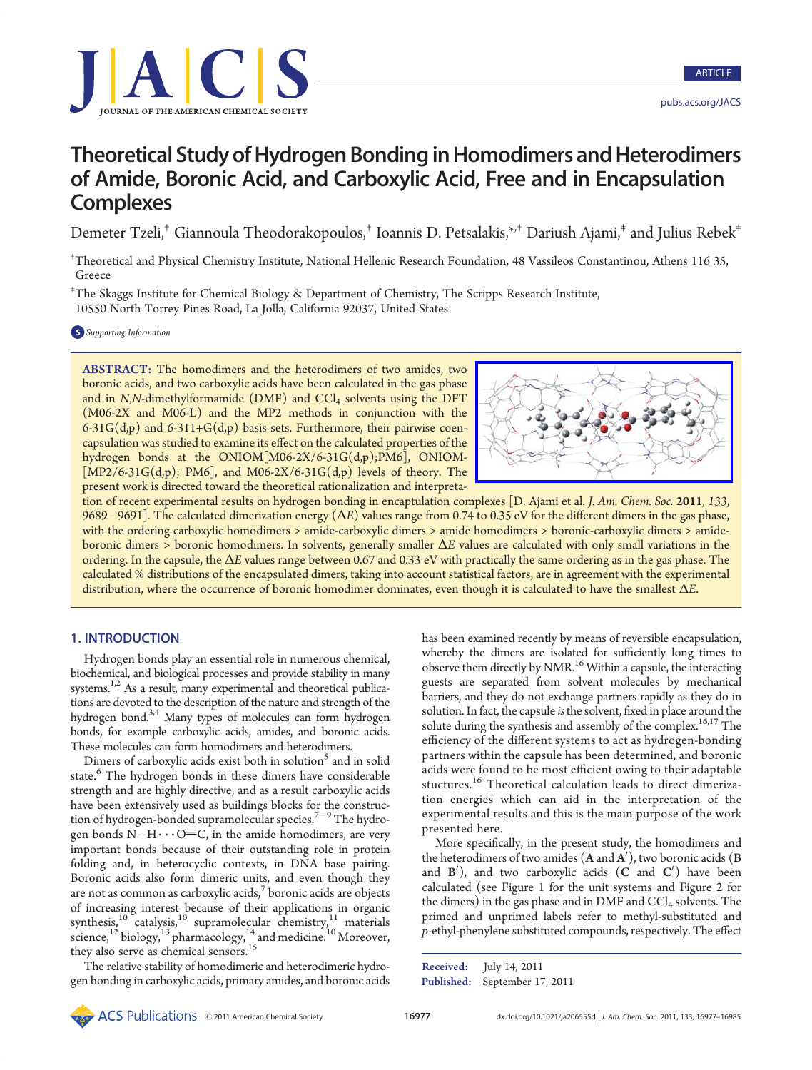# Theoretical Study of Hydrogen Bonding in Homodimers and Heterodimers of Amide, Boronic Acid, and Carboxylic Acid, Free and in Encapsulation Complexes

Demeter Tzeli,[†] Giannoula Theodorakopoulos,[†] Ioannis D. Petsalakis,[*,†] Dariush Ajami,[‡] and Julius Rebek[‡]

[†]Theoretical and Physical Chemistry Institute, National Hellenic Research Foundation, 48 Vassileos Constantinou, Athens 116 35, Greece

[‡]The Skaggs Institute for Chemical Biology & Department of Chemistry, The Scripps Research Institute, 10550 North Torrey Pines Road, La Jolla, California 92037, United States

Supporting Information

**ABSTRACT:** The homodimers and the heterodimers of two amides, two boronic acids, and two carboxylic acids have been calculated in the gas phase and in *N*,*N*-dimethylformamide (DMF) and $CCl_4$ solvents using the DFT (M06-2X and M06-L) and the MP2 methods in conjunction with the 6-31G(d,p) and 6-311+G(d,p) basis sets. Furthermore, their pairwise coencapsulation was studied to examine its effect on the calculated properties of the hydrogen bonds at the ONIOM[M06-2X/6-31G(d,p);PM6], ONIOM[MP2/6-31G(d,p); PM6], and M06-2X/6-31G(d,p) levels of theory. The present work is directed toward the theoretical rationalization and interpretation of recent experimental results on hydrogen bonding in encaptulation complexes [D. Ajami et al. *J. Am. Chem. Soc.* **2011**, *133*, 9689−9691]. The calculated dimerization energy ($\Delta E$) values range from 0.74 to 0.35 eV for the different dimers in the gas phase, with the ordering carboxylic homodimers > amide-carboxylic dimers > amide homodimers > boronic-carboxylic dimers > amide-boronic dimers > boronic homodimers. In solvents, generally smaller $\Delta E$ values are calculated with only small variations in the ordering. In the capsule, the $\Delta E$ values range between 0.67 and 0.33 eV with practically the same ordering as in the gas phase. The calculated % distributions of the encapsulated dimers, taking into account statistical factors, are in agreement with the experimental distribution, where the occurrence of boronic homodimer dominates, even though it is calculated to have the smallest $\Delta E$.

## 1. INTRODUCTION

Hydrogen bonds play an essential role in numerous chemical, biochemical, and biological processes and provide stability in many systems.[1,2] As a result, many experimental and theoretical publications are devoted to the description of the nature and strength of the hydrogen bond.[3,4] Many types of molecules can form hydrogen bonds, for example carboxylic acids, amides, and boronic acids. These molecules can form homodimers and heterodimers.

Dimers of carboxylic acids exist both in solution[5] and in solid state.[6] The hydrogen bonds in these dimers have considerable strength and are highly directive, and as a result carboxylic acids have been extensively used as buildings blocks for the construction of hydrogen-bonded supramolecular species.[7−9] The hydrogen bonds N−H···O=C, in the amide homodimers, are very important bonds because of their outstanding role in protein folding and, in heterocyclic contexts, in DNA base pairing. Boronic acids also form dimeric units, and even though they are not as common as carboxylic acids,[7] boronic acids are objects of increasing interest because of their applications in organic synthesis,[10] catalysis,[10] supramolecular chemistry,[11] materials science,[12] biology,[13] pharmacology,[14] and medicine.[10] Moreover, they also serve as chemical sensors.[15]

The relative stability of homodimeric and heterodimeric hydrogen bonding in carboxylic acids, primary amides, and boronic acids has been examined recently by means of reversible encapsulation, whereby the dimers are isolated for sufficiently long times to observe them directly by NMR.[16] Within a capsule, the interacting guests are separated from solvent molecules by mechanical barriers, and they do not exchange partners rapidly as they do in solution. In fact, the capsule *is* the solvent, fixed in place around the solute during the synthesis and assembly of the complex.[16,17] The efficiency of the different systems to act as hydrogen-bonding partners within the capsule has been determined, and boronic acids were found to be most efficient owing to their adaptable stuctures.[16] Theoretical calculation leads to direct dimerization energies which can aid in the interpretation of the experimental results and this is the main purpose of the work presented here.

More specifically, in the present study, the homodimers and the heterodimers of two amides (**A** and **A′**), two boronic acids (**B** and **B′**), and two carboxylic acids (**C** and **C′**) have been calculated (see Figure 1 for the unit systems and Figure 2 for the dimers) in the gas phase and in DMF and $CCl_4$ solvents. The primed and unprimed labels refer to methyl-substituted and *p*-ethyl-phenylene substituted compounds, respectively. The effect

Received: July 14, 2011
Published: September 17, 2011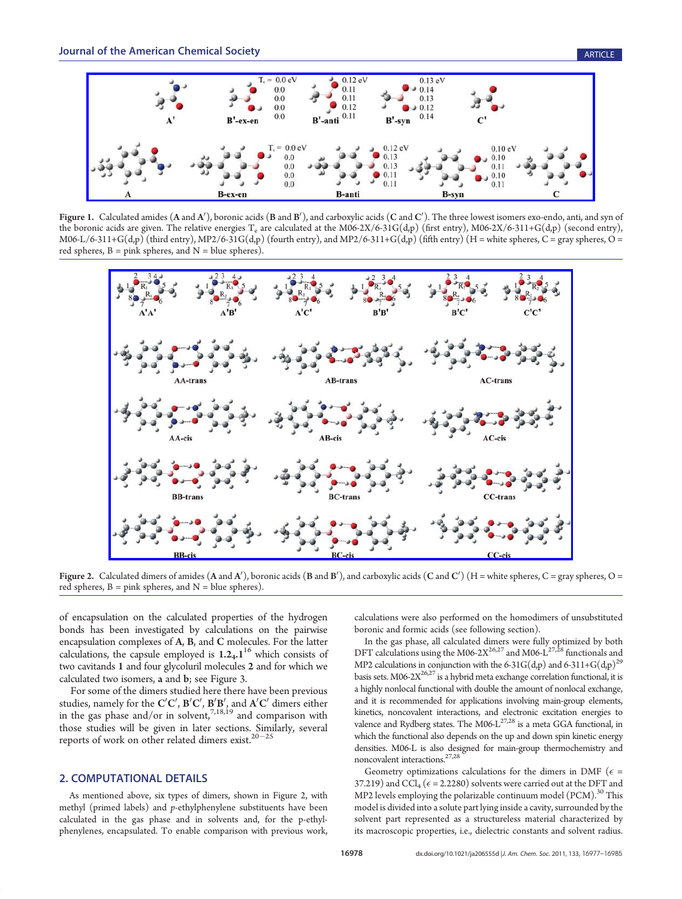Figure 1. Calculated amides (**A** and **A′**), boronic acids (**B** and **B′**), and carboxylic acids (**C** and **C′**). The three lowest isomers exo-endo, anti, and syn of the boronic acids are given. The relative energies $T_e$ are calculated at the M06-2X/6-31G(d,p) (first entry), M06-2X/6-311+G(d,p) (second entry), M06-L/6-311+G(d,p) (third entry), MP2/6-31G(d,p) (fourth entry), and MP2/6-311+G(d,p) (fifth entry) (H = white spheres, C = gray spheres, O = red spheres, B = pink spheres, and N = blue spheres).

Figure 2. Calculated dimers of amides (**A** and **A′**), boronic acids (**B** and **B′**), and carboxylic acids (**C** and **C′**) (H = white spheres, C = gray spheres, O = red spheres, B = pink spheres, and N = blue spheres).

of encapsulation on the calculated properties of the hydrogen bonds has been investigated by calculations on the pairwise encapsulation complexes of **A**, **B**, and **C** molecules. For the latter calculations, the capsule employed is $\mathbf{1.2_4.1}$[16] which consists of two cavitands **1** and four glycoluril molecules **2** and for which we calculated two isomers, **a** and **b**; see Figure 3.

For some of the dimers studied here there have been previous studies, namely for the **C′C′**, **B′C′**, **B′B′**, and **A′C′** dimers either in the gas phase and/or in solvent,[7,18,19] and comparison with those studies will be given in later sections. Similarly, several reports of work on other related dimers exist.[20−25]

## 2. COMPUTATIONAL DETAILS

As mentioned above, six types of dimers, shown in Figure 2, with methyl (primed labels) and *p*-ethylphenylene substituents have been calculated in the gas phase and in solvents and, for the p-ethylphenylenes, encapsulated. To enable comparison with previous work, calculations were also performed on the homodimers of unsubstituted boronic and formic acids (see following section).

In the gas phase, all calculated dimers were fully optimized by both DFT calculations using the M06-2X[26,27] and M06-L[27,28] functionals and MP2 calculations in conjunction with the 6-31G(d,p) and 6-311+G(d,p)[29] basis sets. M06-2X[26,27] is a hybrid meta exchange correlation functional, it is a highly nonlocal functional with double the amount of nonlocal exchange, and it is recommended for applications involving main-group elements, kinetics, noncovalent interactions, and electronic excitation energies to valence and Rydberg states. The M06-L[27,28] is a meta GGA functional, in which the functional also depends on the up and down spin kinetic energy densities. M06-L is also designed for main-group thermochemistry and noncovalent interactions.[27,28]

Geometry optimizations calculations for the dimers in DMF ($\epsilon$ = 37.219) and $CCl_4$ ($\epsilon$ = 2.2280) solvents were carried out at the DFT and MP2 levels employing the polarizable continuum model (PCM).[30] This model is divided into a solute part lying inside a cavity, surrounded by the solvent part represented as a structureless material characterized by its macroscopic properties, i.e., dielectric constants and solvent radius.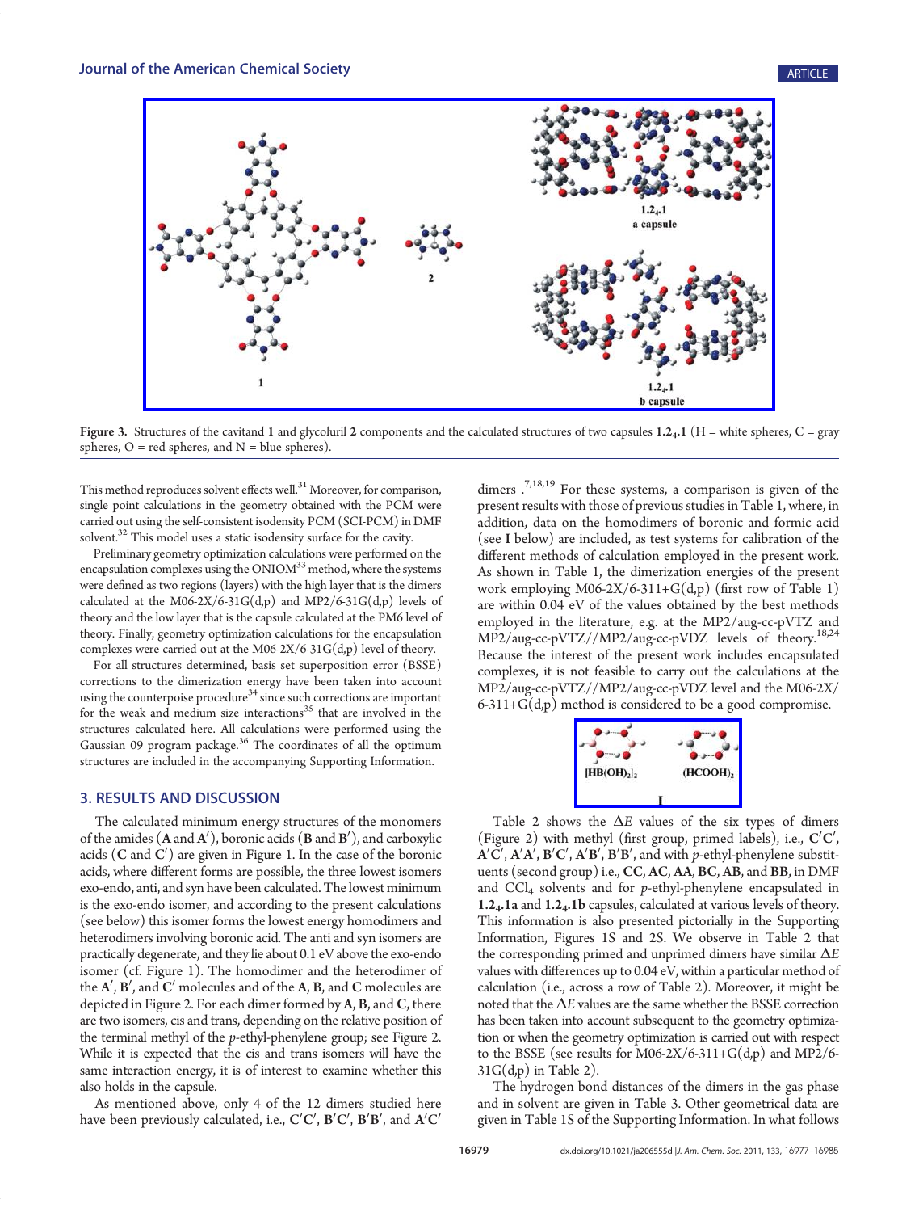Figure 3. Structures of the cavitand **1** and glycoluril **2** components and the calculated structures of two capsules **1.2₄.1** (H = white spheres, C = gray spheres, O = red spheres, and N = blue spheres).

This method reproduces solvent effects well.[31] Moreover, for comparison, single point calculations in the geometry obtained with the PCM were carried out using the self-consistent isodensity PCM (SCI-PCM) in DMF solvent.[32] This model uses a static isodensity surface for the cavity.

Preliminary geometry optimization calculations were performed on the encapsulation complexes using the ONIOM[33] method, where the systems were defined as two regions (layers) with the high layer that is the dimers calculated at the M06-2X/6-31G(d,p) and MP2/6-31G(d,p) levels of theory and the low layer that is the capsule calculated at the PM6 level of theory. Finally, geometry optimization calculations for the encapsulation complexes were carried out at the M06-2X/6-31G(d,p) level of theory.

For all structures determined, basis set superposition error (BSSE) corrections to the dimerization energy have been taken into account using the counterpoise procedure[34] since such corrections are important for the weak and medium size interactions[35] that are involved in the structures calculated here. All calculations were performed using the Gaussian 09 program package.[36] The coordinates of all the optimum structures are included in the accompanying Supporting Information.

## 3. RESULTS AND DISCUSSION

The calculated minimum energy structures of the monomers of the amides (**A** and **A′**), boronic acids (**B** and **B′**), and carboxylic acids (**C** and **C′**) are given in Figure 1. In the case of the boronic acids, where different forms are possible, the three lowest isomers exo-endo, anti, and syn have been calculated. The lowest minimum is the exo-endo isomer, and according to the present calculations (see below) this isomer forms the lowest energy homodimers and heterodimers involving boronic acid. The anti and syn isomers are practically degenerate, and they lie about 0.1 eV above the exo-endo isomer (cf. Figure 1). The homodimer and the heterodimer of the **A′**, **B′**, and **C′** molecules and of the **A**, **B**, and **C** molecules are depicted in Figure 2. For each dimer formed by **A**, **B**, and **C**, there are two isomers, cis and trans, depending on the relative position of the terminal methyl of the *p*-ethyl-phenylene group; see Figure 2. While it is expected that the cis and trans isomers will have the same interaction energy, it is of interest to examine whether this also holds in the capsule.

As mentioned above, only 4 of the 12 dimers studied here have been previously calculated, i.e., **C′C′**, **B′C′**, **B′B′**, and **A′C′** dimers .[7,18,19] For these systems, a comparison is given of the present results with those of previous studies in Table 1, where, in addition, data on the homodimers of boronic and formic acid (see **I** below) are included, as test systems for calibration of the different methods of calculation employed in the present work. As shown in Table 1, the dimerization energies of the present work employing M06-2X/6-311+G(d,p) (first row of Table 1) are within 0.04 eV of the values obtained by the best methods employed in the literature, e.g. at the MP2/aug-cc-pVTZ and MP2/aug-cc-pVTZ//MP2/aug-cc-pVDZ levels of theory.[18,24] Because the interest of the present work includes encapsulated complexes, it is not feasible to carry out the calculations at the MP2/aug-cc-pVTZ//MP2/aug-cc-pVDZ level and the M06-2X/6-311+G(d,p) method is considered to be a good compromise.

$[HB(OH)_2]_2$ $(HCOOH)_2$

**I**

Table 2 shows the Δ*E* values of the six types of dimers (Figure 2) with methyl (first group, primed labels), i.e., **C′C′**, **A′C′**, **A′A′**, **B′C′**, **A′B′**, **B′B′**, and with *p*-ethyl-phenylene substituents (second group) i.e., **CC**, **AC**, **AA**, **BC**, **AB**, and **BB**, in DMF and $CCl_4$ solvents and for *p*-ethyl-phenylene encapsulated in **1.2₄.1a** and **1.2₄.1b** capsules, calculated at various levels of theory. This information is also presented pictorially in the Supporting Information, Figures 1S and 2S. We observe in Table 2 that the corresponding primed and unprimed dimers have similar Δ*E* values with differences up to 0.04 eV, within a particular method of calculation (i.e., across a row of Table 2). Moreover, it might be noted that the Δ*E* values are the same whether the BSSE correction has been taken into account subsequent to the geometry optimization or when the geometry optimization is carried out with respect to the BSSE (see results for M06-2X/6-311+G(d,p) and MP2/6-31G(d,p) in Table 2).

The hydrogen bond distances of the dimers in the gas phase and in solvent are given in Table 3. Other geometrical data are given in Table 1S of the Supporting Information. In what follows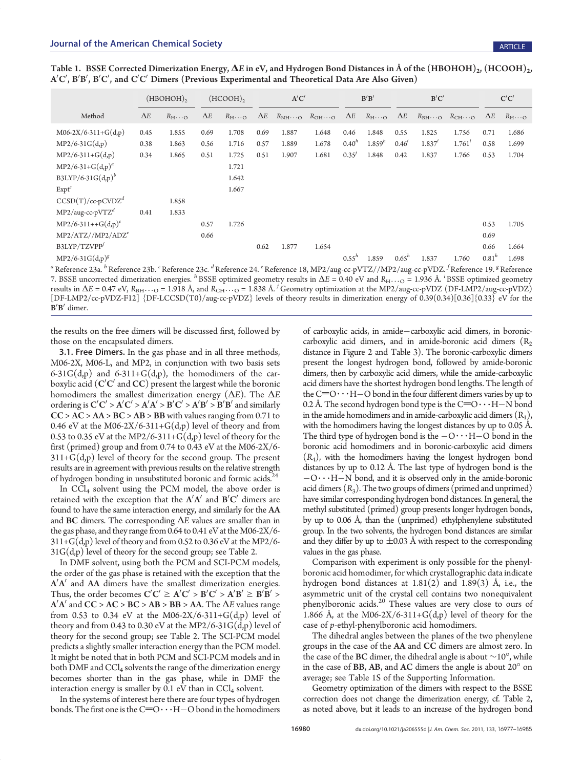Table 1. BSSE Corrected Dimerization Energy, $\Delta E$ in eV, and Hydrogen Bond Distances in Å of the $(HBOHOH)_2$, $(HCOOH)_2$, **A′C′**, **B′B′**, **B′C′**, and **C′C′** Dimers (Previous Experimental and Theoretical Data Are Also Given)

| | $(HBOHOH)_2$ | | $(HCOOH)_2$ | | **A′C′** | | | **B′B′** | | **B′C′** | | | **C′C′** | |
|---|---|---|---|---|---|---|---|---|---|---|---|---|---|---|
| Method | $\Delta E$ | $R_{H\cdots O}$ | $\Delta E$ | $R_{H\cdots O}$ | $\Delta E$ | $R_{NH\cdots O}$ | $R_{OH\cdots O}$ | $\Delta E$ | $R_{H\cdots O}$ | $\Delta E$ | $R_{BH\cdots O}$ | $R_{CH\cdots O}$ | $\Delta E$ | $R_{H\cdots O}$ |
| M06-2X/6-311+G(d,p) | 0.45 | 1.855 | 0.69 | 1.708 | 0.69 | 1.887 | 1.648 | 0.46 | 1.848 | 0.55 | 1.825 | 1.756 | 0.71 | 1.686 |
| MP2/6-31G(d,p) | 0.38 | 1.863 | 0.56 | 1.716 | 0.57 | 1.889 | 1.678 | 0.40[h] | 1.859[h] | 0.46[i] | 1.837[i] | 1.761[i] | 0.58 | 1.699 |
| MP2/6-311+G(d,p) | 0.34 | 1.865 | 0.51 | 1.725 | 0.51 | 1.907 | 1.681 | 0.35[j] | 1.848 | 0.42 | 1.837 | 1.766 | 0.53 | 1.704 |
| MP2/6-31+G(d,p)[a] | | | | 1.721 | | | | | | | | | | |
| B3LYP/6-31G(d,p)[b] | | | | 1.642 | | | | | | | | | | |
| Expt[c] | | | | 1.667 | | | | | | | | | | |
| CCSD(T)/cc-pCVDZ[d] | | 1.858 | | | | | | | | | | | | |
| MP2/aug-cc-pVTZ[d] | 0.41 | 1.833 | | | | | | | | | | | | |
| MP2/6-311++G(d,p)[e] | | | 0.57 | 1.726 | | | | | | | | | 0.53 | 1.705 |
| MP2/ATZ//MP2/ADZ[e] | | | 0.66 | | | | | | | | | | 0.69 | |
| B3LYP/TZVPP[f] | | | | | 0.62 | 1.877 | 1.654 | | | | | | 0.66 | 1.664 |
| MP2/6-31G(d,p)[g] | | | | | | | | 0.55[h] | 1.859 | 0.65[h] | 1.837 | 1.760 | 0.81[h] | 1.698 |

[a] Reference 23a. [b] Reference 23b. [c] Reference 23c. [d] Reference 24. [e] Reference 18, MP2/aug-cc-pVTZ//MP2/aug-cc-pVDZ. [f] Reference 19. [g] Reference 7. BSSE uncorrected dimerization energies. [h] BSSE optimized geometry results in $\Delta E$ = 0.40 eV and $R_{H\cdots O}$ = 1.936 Å. [i] BSSE optimized geometry results in $\Delta E$ = 0.47 eV, $R_{BH\cdots O}$ = 1.918 Å, and $R_{CH\cdots O}$ = 1.838 Å. [j] Geometry optimization at the MP2/aug-cc-pVDZ (DF-LMP2/aug-cc-pVDZ) [DF-LMP2/cc-pVDZ-F12] {DF-LCCSD(T0)/aug-cc-pVDZ} levels of theory results in dimerization energy of 0.39(0.34)[0.36]{0.33} eV for the **B′B′** dimer.

the results on the free dimers will be discussed first, followed by those on the encapsulated dimers.

**3.1. Free Dimers.** In the gas phase and in all three methods, M06-2X, M06-L, and MP2, in conjunction with two basis sets 6-31G(d,p) and 6-311+G(d,p), the homodimers of the carboxylic acid (**C′C′** and **CC**) present the largest while the boronic homodimers the smallest dimerization energy ($\Delta E$). The $\Delta E$ ordering is **C′C′** > **A′C′** > **A′A′** > **B′C′** > **A′B′** > **B′B′** and similarly **CC** > **AC** > **AA** > **BC** > **AB** > **BB** with values ranging from 0.71 to 0.46 eV at the M06-2X/6-311+G(d,p) level of theory and from 0.53 to 0.35 eV at the MP2/6-311+G(d,p) level of theory for the first (primed) group and from 0.74 to 0.43 eV at the M06-2X/6-311+G(d,p) level of theory for the second group. The present results are in agreement with previous results on the relative strength of hydrogen bonding in unsubstituted boronic and formic acids.[24]

In $CCl_4$ solvent using the PCM model, the above order is retained with the exception that the **A′A′** and **B′C′** dimers are found to have the same interaction energy, and similarly for the **AA** and **BC** dimers. The corresponding $\Delta E$ values are smaller than in the gas phase, and they range from 0.64 to 0.41 eV at the M06-2X/6-311+G(d,p) level of theory and from 0.52 to 0.36 eV at the MP2/6-31G(d,p) level of theory for the second group; see Table 2.

In DMF solvent, using both the PCM and SCI-PCM models, the order of the gas phase is retained with the exception that the **A′A′** and **AA** dimers have the smallest dimerization energies. Thus, the order becomes **C′C′** ≥ **A′C′** > **B′C′** > **A′B′** ≥ **B′B′** > **A′A′** and **CC** > **AC** > **BC** > **AB** > **BB** > **AA**. The $\Delta E$ values range from 0.53 to 0.34 eV at the M06-2X/6-311+G(d,p) level of theory and from 0.43 to 0.30 eV at the MP2/6-31G(d,p) level of theory for the second group; see Table 2. The SCI-PCM model predicts a slightly smaller interaction energy than the PCM model. It might be noted that in both PCM and SCI-PCM models and in both DMF and $CCl_4$ solvents the range of the dimerization energy becomes shorter than in the gas phase, while in DMF the interaction energy is smaller by 0.1 eV than in $CCl_4$ solvent.

In the systems of interest here there are four types of hydrogen bonds. The first one is the C=O···H–O bond in the homodimers of carboxylic acids, in amide–carboxylic acid dimers, in boronic-carboxylic acid dimers, and in amide-boronic acid dimers ($R_2$ distance in Figure 2 and Table 3). The boronic-carboxylic dimers present the longest hydrogen bond, followed by amide-boronic dimers, then by carboxylic acid dimers, while the amide-carboxylic acid dimers have the shortest hydrogen bond lengths. The length of the C=O···H–O bond in the four different dimers varies by up to 0.2 Å. The second hydrogen bond type is the C=O···H–N bond in the amide homodimers and in amide-carboxylic acid dimers ($R_1$), with the homodimers having the longest distances by up to 0.05 Å. The third type of hydrogen bond is the –O···H–O bond in the boronic acid homodimers and in boronic-carboxylic acid dimers ($R_4$), with the homodimers having the longest hydrogen bond distances by up to 0.12 Å. The last type of hydrogen bond is the –O···H–N bond, and it is observed only in the amide-boronic acid dimers ($R_3$). The two groups of dimers (primed and unprimed) have similar corresponding hydrogen bond distances. In general, the methyl substituted (primed) group presents longer hydrogen bonds, by up to 0.06 Å, than the (unprimed) ethylphenylene substituted group. In the two solvents, the hydrogen bond distances are similar and they differ by up to ±0.03 Å with respect to the corresponding values in the gas phase.

Comparison with experiment is only possible for the phenylboronic acid homodimer, for which crystallographic data indicate hydrogen bond distances at 1.81(2) and 1.89(3) Å, i.e., the asymmetric unit of the crystal cell contains two nonequivalent phenylboronic acids.[20] These values are very close to ours of 1.866 Å, at the M06-2X/6-311+G(d,p) level of theory for the case of *p*-ethyl-phenylboronic acid homodimers.

The dihedral angles between the planes of the two phenylene groups in the case of the **AA** and **CC** dimers are almost zero. In the case of the **BC** dimer, the dihedral angle is about ~10°, while in the case of **BB**, **AB**, and **AC** dimers the angle is about 20° on average; see Table 1S of the Supporting Information.

Geometry optimization of the dimers with respect to the BSSE correction does not change the dimerization energy, cf. Table 2, as noted above, but it leads to an increase of the hydrogen bond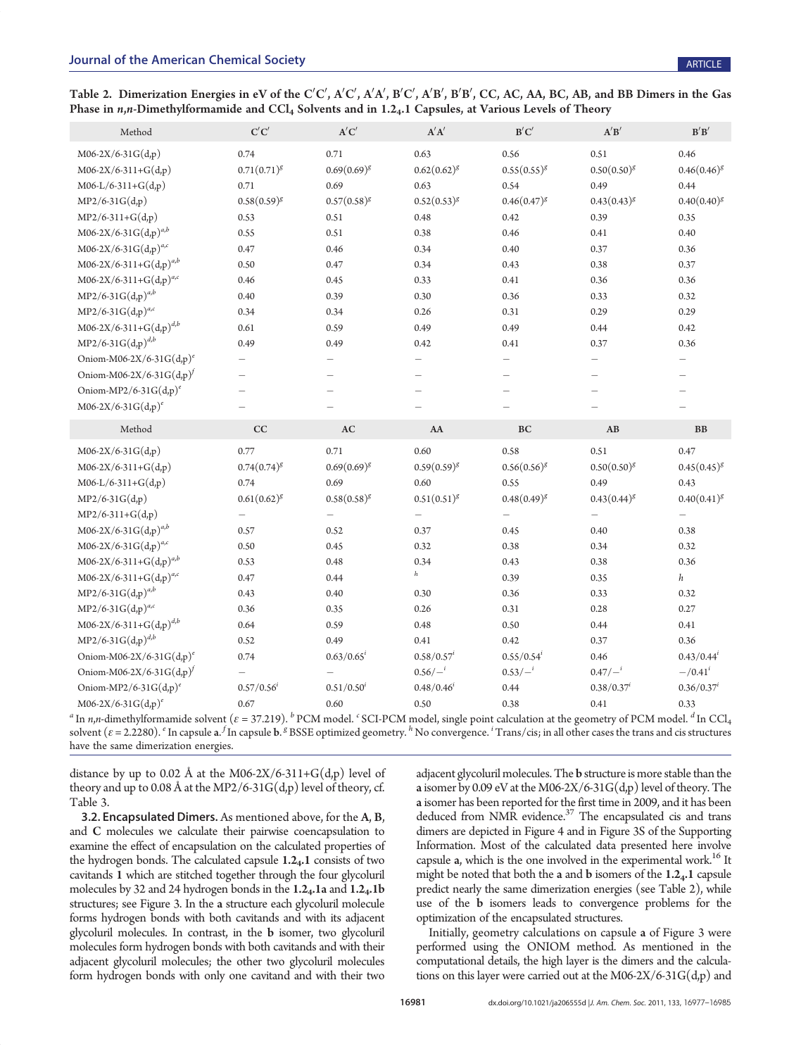Table 2. Dimerization Energies in eV of the C′C′, A′C′, A′A′, B′C′, A′B′, B′B′, CC, AC, AA, BC, AB, and BB Dimers in the Gas Phase in *n*,*n*-Dimethylformamide and $CCl_4$ Solvents and in $1.2_4.1$ Capsules, at Various Levels of Theory

| Method | C′C′ | A′C′ | A′A′ | B′C′ | A′B′ | B′B′ |
|---|---|---|---|---|---|---|
| M06-2X/6-31G(d,p) | 0.74 | 0.71 | 0.63 | 0.56 | 0.51 | 0.46 |
| M06-2X/6-311+G(d,p) | 0.71(0.71)[g] | 0.69(0.69)[g] | 0.62(0.62)[g] | 0.55(0.55)[g] | 0.50(0.50)[g] | 0.46(0.46)[g] |
| M06-L/6-311+G(d,p) | 0.71 | 0.69 | 0.63 | 0.54 | 0.49 | 0.44 |
| MP2/6-31G(d,p) | 0.58(0.59)[g] | 0.57(0.58)[g] | 0.52(0.53)[g] | 0.46(0.47)[g] | 0.43(0.43)[g] | 0.40(0.40)[g] |
| MP2/6-311+G(d,p) | 0.53 | 0.51 | 0.48 | 0.42 | 0.39 | 0.35 |
| M06-2X/6-31G(d,p)[a,b] | 0.55 | 0.51 | 0.38 | 0.46 | 0.41 | 0.40 |
| M06-2X/6-31G(d,p)[a,c] | 0.47 | 0.46 | 0.34 | 0.40 | 0.37 | 0.36 |
| M06-2X/6-311+G(d,p)[a,b] | 0.50 | 0.47 | 0.34 | 0.43 | 0.38 | 0.37 |
| M06-2X/6-311+G(d,p)[a,c] | 0.46 | 0.45 | 0.33 | 0.41 | 0.36 | 0.36 |
| MP2/6-31G(d,p)[a,b] | 0.40 | 0.39 | 0.30 | 0.36 | 0.33 | 0.32 |
| MP2/6-31G(d,p)[a,c] | 0.34 | 0.34 | 0.26 | 0.31 | 0.29 | 0.29 |
| M06-2X/6-311+G(d,p)[d,b] | 0.61 | 0.59 | 0.49 | 0.49 | 0.44 | 0.42 |
| MP2/6-31G(d,p)[d,b] | 0.49 | 0.49 | 0.42 | 0.41 | 0.37 | 0.36 |
| Oniom-M06-2X/6-31G(d,p)[e] | – | – | – | – | – | – |
| Oniom-M06-2X/6-31G(d,p)[f] | – | – | – | – | – | – |
| Oniom-MP2/6-31G(d,p)[e] | – | – | – | – | – | – |
| M06-2X/6-31G(d,p)[e] | – | – | – | – | – | – |
| **Method** | **CC** | **AC** | **AA** | **BC** | **AB** | **BB** |
| M06-2X/6-31G(d,p) | 0.77 | 0.71 | 0.60 | 0.58 | 0.51 | 0.47 |
| M06-2X/6-311+G(d,p) | 0.74(0.74)[g] | 0.69(0.69)[g] | 0.59(0.59)[g] | 0.56(0.56)[g] | 0.50(0.50)[g] | 0.45(0.45)[g] |
| M06-L/6-311+G(d,p) | 0.74 | 0.69 | 0.60 | 0.55 | 0.49 | 0.43 |
| MP2/6-31G(d,p) | 0.61(0.62)[g] | 0.58(0.58)[g] | 0.51(0.51)[g] | 0.48(0.49)[g] | 0.43(0.44)[g] | 0.40(0.41)[g] |
| MP2/6-311+G(d,p) | – | – | – | – | – | – |
| M06-2X/6-31G(d,p)[a,b] | 0.57 | 0.52 | 0.37 | 0.45 | 0.40 | 0.38 |
| M06-2X/6-31G(d,p)[a,c] | 0.50 | 0.45 | 0.32 | 0.38 | 0.34 | 0.32 |
| M06-2X/6-311+G(d,p)[a,b] | 0.53 | 0.48 | 0.34 | 0.43 | 0.38 | 0.36 |
| M06-2X/6-311+G(d,p)[a,c] | 0.47 | 0.44 | [h] | 0.39 | 0.35 | [h] |
| MP2/6-31G(d,p)[a,b] | 0.43 | 0.40 | 0.30 | 0.36 | 0.33 | 0.32 |
| MP2/6-31G(d,p)[a,c] | 0.36 | 0.35 | 0.26 | 0.31 | 0.28 | 0.27 |
| M06-2X/6-311+G(d,p)[d,b] | 0.64 | 0.59 | 0.48 | 0.50 | 0.44 | 0.41 |
| MP2/6-31G(d,p)[d,b] | 0.52 | 0.49 | 0.41 | 0.42 | 0.37 | 0.36 |
| Oniom-M06-2X/6-31G(d,p)[e] | 0.74 | 0.63/0.65[i] | 0.58/0.57[i] | 0.55/0.54[i] | 0.46 | 0.43/0.44[i] |
| Oniom-M06-2X/6-31G(d,p)[f] | – | – | 0.56/–[i] | 0.53/–[i] | 0.47/–[i] | –/0.41[i] |
| Oniom-MP2/6-31G(d,p)[e] | 0.57/0.56[i] | 0.51/0.50[i] | 0.48/0.46[i] | 0.44 | 0.38/0.37[i] | 0.36/0.37[i] |
| M06-2X/6-31G(d,p)[e] | 0.67 | 0.60 | 0.50 | 0.38 | 0.41 | 0.33 |

[a] In *n*,*n*-dimethylformamide solvent ($\varepsilon$ = 37.219). [b] PCM model. [c] SCI-PCM model, single point calculation at the geometry of PCM model. [d] In $CCl_4$ solvent ($\varepsilon$ = 2.2280). [e] In capsule **a**. [f] In capsule **b**. [g] BSSE optimized geometry. [h] No convergence. [i] Trans/cis; in all other cases the trans and cis structures have the same dimerization energies.

distance by up to 0.02 Å at the M06-2X/6-311+G(d,p) level of theory and up to 0.08 Å at the MP2/6-31G(d,p) level of theory, cf. Table 3.

**3.2. Encapsulated Dimers.** As mentioned above, for the **A**, **B**, and **C** molecules we calculate their pairwise coencapsulation to examine the effect of encapsulation on the calculated properties of the hydrogen bonds. The calculated capsule $\mathbf{1.2_4.1}$ consists of two cavitands **1** which are stitched together through the four glycoluril molecules by 32 and 24 hydrogen bonds in the $\mathbf{1.2_4.1a}$ and $\mathbf{1.2_4.1b}$ structures; see Figure 3. In the **a** structure each glycoluril molecule forms hydrogen bonds with both cavitands and with its adjacent glycoluril molecules. In contrast, in the **b** isomer, two glycoluril molecules form hydrogen bonds with both cavitands and with their adjacent glycoluril molecules; the other two glycoluril molecules form hydrogen bonds with only one cavitand and with their two adjacent glycoluril molecules. The **b** structure is more stable than the **a** isomer by 0.09 eV at the M06-2X/6-31G(d,p) level of theory. The **a** isomer has been reported for the first time in 2009, and it has been deduced from NMR evidence.[37] The encapsulated cis and trans dimers are depicted in Figure 4 and in Figure 3S of the Supporting Information. Most of the calculated data presented here involve capsule **a**, which is the one involved in the experimental work.[16] It might be noted that both the **a** and **b** isomers of the $\mathbf{1.2_4.1}$ capsule predict nearly the same dimerization energies (see Table 2), while use of the **b** isomers leads to convergence problems for the optimization of the encapsulated structures.

Initially, geometry calculations on capsule **a** of Figure 3 were performed using the ONIOM method. As mentioned in the computational details, the high layer is the dimers and the calculations on this layer were carried out at the M06-2X/6-31G(d,p) and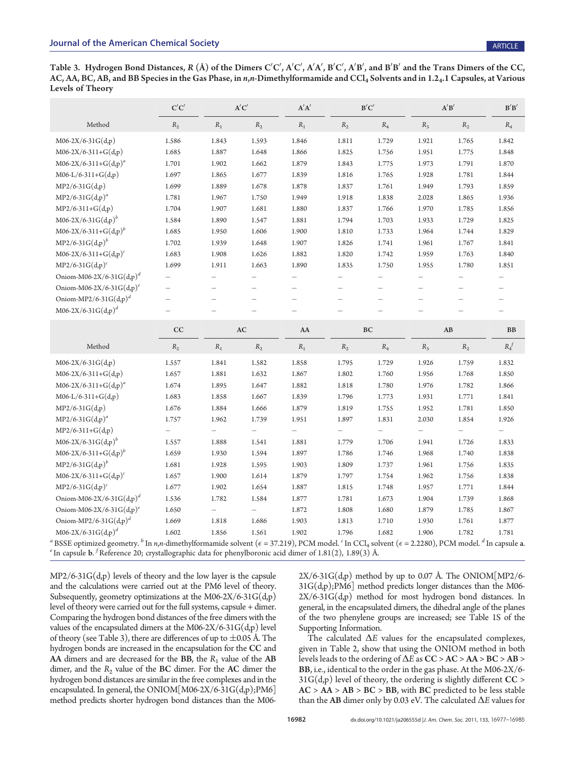Table 3. Hydrogen Bond Distances, $R$ (Å) of the Dimers C′C′, A′C′, A′A′, B′C′, A′B′, and B′B′ and the Trans Dimers of the CC, AC, AA, BC, AB, and BB Species in the Gas Phase, in *n,n*-Dimethylformamide and $CCl_4$ Solvents and in $1.2_4.1$ Capsules, at Various Levels of Theory

| | C′C′ | A′C′ | | A′A′ | B′C′ | | A′B′ | | B′B′ |
|---|---|---|---|---|---|---|---|---|---|
| Method | $R_2$ | $R_1$ | $R_2$ | $R_1$ | $R_2$ | $R_4$ | $R_3$ | $R_2$ | $R_4$ |
| M06-2X/6-31G(d,p) | 1.586 | 1.843 | 1.593 | 1.846 | 1.811 | 1.729 | 1.921 | 1.765 | 1.842 |
| M06-2X/6-311+G(d,p) | 1.685 | 1.887 | 1.648 | 1.866 | 1.825 | 1.756 | 1.951 | 1.775 | 1.848 |
| M06-2X/6-311+G(d,p)[a] | 1.701 | 1.902 | 1.662 | 1.879 | 1.843 | 1.775 | 1.973 | 1.791 | 1.870 |
| M06-L/6-311+G(d,p) | 1.697 | 1.865 | 1.677 | 1.839 | 1.816 | 1.765 | 1.928 | 1.781 | 1.844 |
| MP2/6-31G(d,p) | 1.699 | 1.889 | 1.678 | 1.878 | 1.837 | 1.761 | 1.949 | 1.793 | 1.859 |
| MP2/6-31G(d,p)[a] | 1.781 | 1.967 | 1.750 | 1.949 | 1.918 | 1.838 | 2.028 | 1.865 | 1.936 |
| MP2/6-311+G(d,p) | 1.704 | 1.907 | 1.681 | 1.880 | 1.837 | 1.766 | 1.970 | 1.785 | 1.856 |
| M06-2X/6-31G(d,p)[b] | 1.584 | 1.890 | 1.547 | 1.881 | 1.794 | 1.703 | 1.933 | 1.729 | 1.825 |
| M06-2X/6-311+G(d,p)[b] | 1.685 | 1.950 | 1.606 | 1.900 | 1.810 | 1.733 | 1.964 | 1.744 | 1.829 |
| MP2/6-31G(d,p)[b] | 1.702 | 1.939 | 1.648 | 1.907 | 1.826 | 1.741 | 1.961 | 1.767 | 1.841 |
| M06-2X/6-311+G(d,p)[c] | 1.683 | 1.908 | 1.626 | 1.882 | 1.820 | 1.742 | 1.959 | 1.763 | 1.840 |
| MP2/6-31G(d,p)[c] | 1.699 | 1.911 | 1.663 | 1.890 | 1.835 | 1.750 | 1.955 | 1.780 | 1.851 |
| Oniom-M06-2X/6-31G(d,p)[d] | – | – | – | – | – | – | – | – | – |
| Oniom-M06-2X/6-31G(d,p)[e] | – | – | – | – | – | – | – | – | – |
| Oniom-MP2/6-31G(d,p)[d] | – | – | – | – | – | – | – | – | – |
| M06-2X/6-31G(d,p)[d] | – | – | – | – | – | – | – | – | – |
| | **CC** | **AC** | | **AA** | **BC** | | **AB** | | **BB** |
| Method | $R_2$ | $R_1$ | $R_2$ | $R_1$ | $R_2$ | $R_4$ | $R_3$ | $R_2$ | $R_4$[f] |
| M06-2X/6-31G(d,p) | 1.557 | 1.841 | 1.582 | 1.858 | 1.795 | 1.729 | 1.926 | 1.759 | 1.832 |
| M06-2X/6-311+G(d,p) | 1.657 | 1.881 | 1.632 | 1.867 | 1.802 | 1.760 | 1.956 | 1.768 | 1.850 |
| M06-2X/6-311+G(d,p)[a] | 1.674 | 1.895 | 1.647 | 1.882 | 1.818 | 1.780 | 1.976 | 1.782 | 1.866 |
| M06-L/6-311+G(d,p) | 1.683 | 1.858 | 1.667 | 1.839 | 1.796 | 1.773 | 1.931 | 1.771 | 1.841 |
| MP2/6-31G(d,p) | 1.676 | 1.884 | 1.666 | 1.879 | 1.819 | 1.755 | 1.952 | 1.781 | 1.850 |
| MP2/6-31G(d,p)[a] | 1.757 | 1.962 | 1.739 | 1.951 | 1.897 | 1.831 | 2.030 | 1.854 | 1.926 |
| MP2/6-311+G(d,p) | – | – | – | – | – | – | – | – | – |
| M06-2X/6-31G(d,p)[b] | 1.557 | 1.888 | 1.541 | 1.881 | 1.779 | 1.706 | 1.941 | 1.726 | 1.833 |
| M06-2X/6-311+G(d,p)[b] | 1.659 | 1.930 | 1.594 | 1.897 | 1.786 | 1.746 | 1.968 | 1.740 | 1.838 |
| MP2/6-31G(d,p)[b] | 1.681 | 1.928 | 1.595 | 1.903 | 1.809 | 1.737 | 1.961 | 1.756 | 1.835 |
| M06-2X/6-311+G(d,p)[c] | 1.657 | 1.900 | 1.614 | 1.879 | 1.797 | 1.754 | 1.962 | 1.756 | 1.838 |
| MP2/6-31G(d,p)[c] | 1.677 | 1.902 | 1.654 | 1.887 | 1.815 | 1.748 | 1.957 | 1.771 | 1.844 |
| Oniom-M06-2X/6-31G(d,p)[d] | 1.536 | 1.782 | 1.584 | 1.877 | 1.781 | 1.673 | 1.904 | 1.739 | 1.868 |
| Oniom-M06-2X/6-31G(d,p)[e] | 1.650 | – | – | 1.872 | 1.808 | 1.680 | 1.879 | 1.785 | 1.867 |
| Oniom-MP2/6-31G(d,p)[d] | 1.669 | 1.818 | 1.686 | 1.903 | 1.813 | 1.710 | 1.930 | 1.761 | 1.877 |
| M06-2X/6-31G(d,p)[d] | 1.602 | 1.856 | 1.561 | 1.902 | 1.796 | 1.682 | 1.906 | 1.782 | 1.781 |

[a] BSSE optimized geometry. [b] In *n,n*-dimethylformamide solvent ($\epsilon$ = 37.219), PCM model. [c] In $CCl_4$ solvent ($\epsilon$ = 2.2280), PCM model. [d] In capsule **a**. [e] In capsule **b**. [f] Reference 20; crystallographic data for phenylboronic acid dimer of 1.81(2), 1.89(3) Å.

MP2/6-31G(d,p) levels of theory and the low layer is the capsule and the calculations were carried out at the PM6 level of theory. Subsequently, geometry optimizations at the M06-2X/6-31G(d,p) level of theory were carried out for the full systems, capsule + dimer. Comparing the hydrogen bond distances of the free dimers with the values of the encapsulated dimers at the M06-2X/6-31G(d,p) level of theory (see Table 3), there are differences of up to ±0.05 Å. The hydrogen bonds are increased in the encapsulation for the **CC** and **AA** dimers and are decreased for the **BB**, the $R_1$ value of the **AB** dimer, and the $R_2$ value of the **BC** dimer. For the **AC** dimer the hydrogen bond distances are similar in the free complexes and in the encapsulated. In general, the ONIOM[M06-2X/6-31G(d,p);PM6] method predicts shorter hydrogen bond distances than the M06-2X/6-31G(d,p) method by up to 0.07 Å. The ONIOM[MP2/6-31G(d,p);PM6] method predicts longer distances than the M06-2X/6-31G(d,p) method for most hydrogen bond distances. In general, in the encapsulated dimers, the dihedral angle of the planes of the two phenylene groups are increased; see Table 1S of the Supporting Information.

The calculated $\Delta E$ values for the encapsulated complexes, given in Table 2, show that using the ONIOM method in both levels leads to the ordering of $\Delta E$ as **CC** > **AC** > **AA** > **BC** > **AB** > **BB**, i.e., identical to the order in the gas phase. At the M06-2X/6-31G(d,p) level of theory, the ordering is slightly different **CC** > **AC** > **AA** > **AB** > **BC** > **BB**, with **BC** predicted to be less stable than the **AB** dimer only by 0.03 eV. The calculated $\Delta E$ values for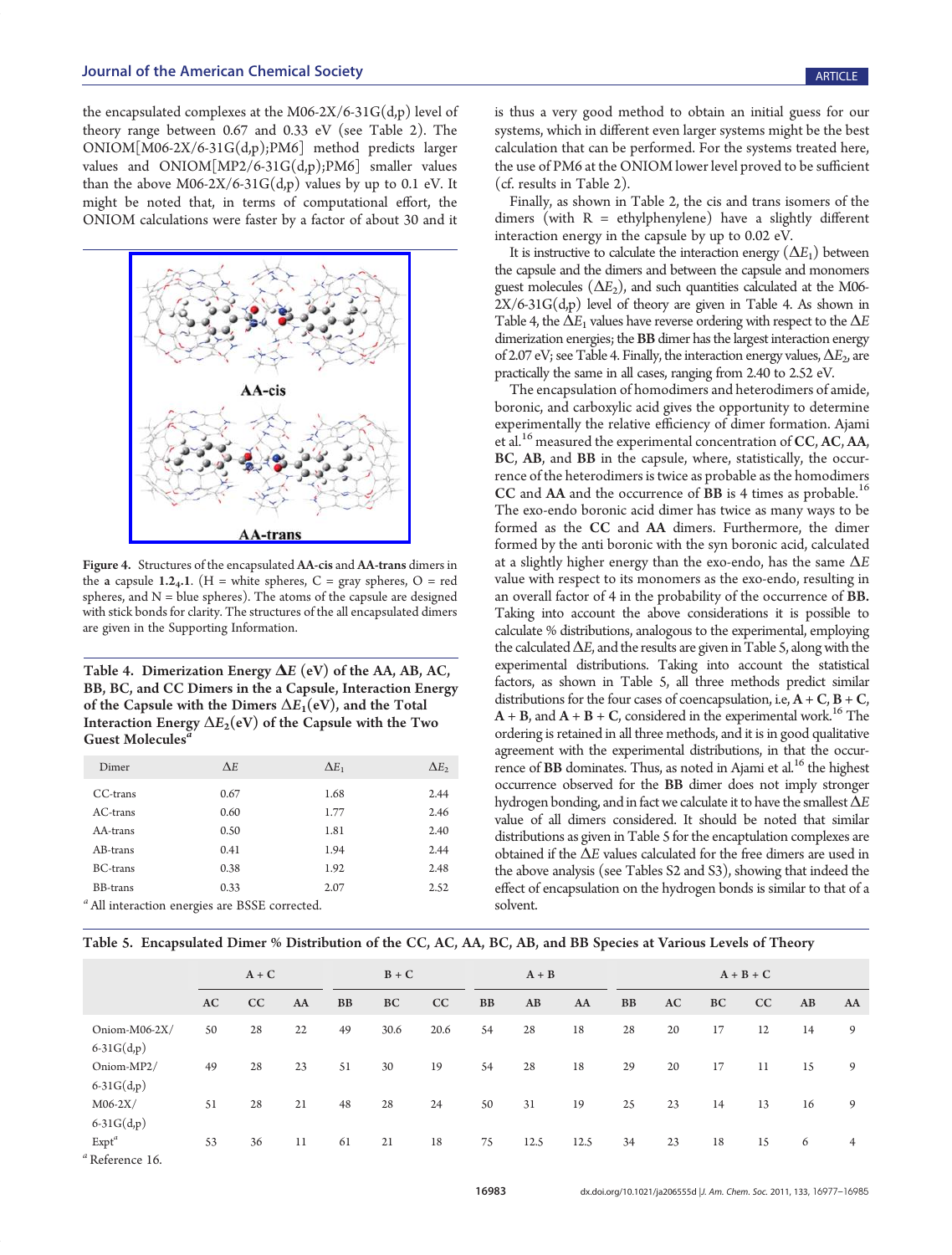the encapsulated complexes at the M06-2X/6-31G(d,p) level of theory range between 0.67 and 0.33 eV (see Table 2). The ONIOM[M06-2X/6-31G(d,p);PM6] method predicts larger values and ONIOM[MP2/6-31G(d,p);PM6] smaller values than the above M06-2X/6-31G(d,p) values by up to 0.1 eV. It might be noted that, in terms of computational effort, the ONIOM calculations were faster by a factor of about 30 and it is thus a very good method to obtain an initial guess for our systems, which in different even larger systems might be the best calculation that can be performed. For the systems treated here, the use of PM6 at the ONIOM lower level proved to be sufficient (cf. results in Table 2).

Finally, as shown in Table 2, the cis and trans isomers of the dimers (with R = ethylphenylene) have a slightly different interaction energy in the capsule by up to 0.02 eV.

It is instructive to calculate the interaction energy ($\Delta E_1$) between the capsule and the dimers and between the capsule and monomers guest molecules ($\Delta E_2$), and such quantities calculated at the M06-2X/6-31G(d,p) level of theory are given in Table 4. As shown in Table 4, the $\Delta E_1$ values have reverse ordering with respect to the $\Delta E$ dimerization energies; the **BB** dimer has the largest interaction energy of 2.07 eV; see Table 4. Finally, the interaction energy values, $\Delta E_2$, are practically the same in all cases, ranging from 2.40 to 2.52 eV.

The encapsulation of homodimers and heterodimers of amide, boronic, and carboxylic acid gives the opportunity to determine experimentally the relative efficiency of dimer formation. Ajami et al.[16] measured the experimental concentration of **CC**, **AC**, **AA**, **BC**, **AB**, and **BB** in the capsule, where, statistically, the occurrence of the heterodimers is twice as probable as the homodimers **CC** and **AA** and the occurrence of **BB** is 4 times as probable.[16] The exo-endo boronic acid dimer has twice as many ways to be formed as the **CC** and **AA** dimers. Furthermore, the dimer formed by the anti boronic acid with the syn boronic acid, calculated at a slightly higher energy than the exo-endo, has the same $\Delta E$ value with respect to its monomers as the exo-endo, resulting in an overall factor of 4 in the probability of the occurrence of **BB.** Taking into account the above considerations it is possible to calculate % distributions, analogous to the experimental, employing the calculated $\Delta E$, and the results are given in Table 5, along with the experimental distributions. Taking into account the statistical factors, as shown in Table 5, all three methods predict similar distributions for the four cases of coencapsulation, i.e, **A** + **C**, **B** + **C**, **A** + **B**, and **A** + **B** + **C**, considered in the experimental work.[16] The ordering is retained in all three methods, and it is in good qualitative agreement with the experimental distributions, in that the occurrence of **BB** dominates. Thus, as noted in Ajami et al.[16] the highest occurrence observed for the **BB** dimer does not imply stronger hydrogen bonding, and in fact we calculate it to have the smallest $\Delta E$ value of all dimers considered. It should be noted that similar distributions as given in Table 5 for the encaptulation complexes are obtained if the $\Delta E$ values calculated for the free dimers are used in the above analysis (see Tables S2 and S3), showing that indeed the effect of encapsulation on the hydrogen bonds is similar to that of a solvent.

Figure 4. Structures of the encapsulated **AA-cis** and **AA-trans** dimers in the **a** capsule **1.2$_4$.1**. (H = white spheres, C = gray spheres, O = red spheres, and N = blue spheres). The atoms of the capsule are designed with stick bonds for clarity. The structures of the all encapsulated dimers are given in the Supporting Information.

**Table 4. Dimerization Energy $\Delta E$ (eV) of the AA, AB, AC, BB, BC, and CC Dimers in the a Capsule, Interaction Energy of the Capsule with the Dimers $\Delta E_1$(eV), and the Total Interaction Energy $\Delta E_2$(eV) of the Capsule with the Two Guest Molecules[a]**

| Dimer | $\Delta E$ | $\Delta E_1$ | $\Delta E_2$ |
|---|---|---|---|
| CC-trans | 0.67 | 1.68 | 2.44 |
| AC-trans | 0.60 | 1.77 | 2.46 |
| AA-trans | 0.50 | 1.81 | 2.40 |
| AB-trans | 0.41 | 1.94 | 2.44 |
| BC-trans | 0.38 | 1.92 | 2.48 |
| BB-trans | 0.33 | 2.07 | 2.52 |

[a] All interaction energies are BSSE corrected.

**Table 5. Encapsulated Dimer % Distribution of the CC, AC, AA, BC, AB, and BB Species at Various Levels of Theory**

| | A + C | | | B + C | | | A + B | | | A + B + C | | | | | |
|---|---|---|---|---|---|---|---|---|---|---|---|---|---|---|---|
| | AC | CC | AA | BB | BC | CC | BB | AB | AA | BB | AC | BC | CC | AB | AA |
| Oniom-M06-2X/ 6-31G(d,p) | 50 | 28 | 22 | 49 | 30.6 | 20.6 | 54 | 28 | 18 | 28 | 20 | 17 | 12 | 14 | 9 |
| Oniom-MP2/ 6-31G(d,p) | 49 | 28 | 23 | 51 | 30 | 19 | 54 | 28 | 18 | 29 | 20 | 17 | 11 | 15 | 9 |
| M06-2X/ 6-31G(d,p) | 51 | 28 | 21 | 48 | 28 | 24 | 50 | 31 | 19 | 25 | 23 | 14 | 13 | 16 | 9 |
| Expt[a] | 53 | 36 | 11 | 61 | 21 | 18 | 75 | 12.5 | 12.5 | 34 | 23 | 18 | 15 | 6 | 4 |

[a] Reference 16.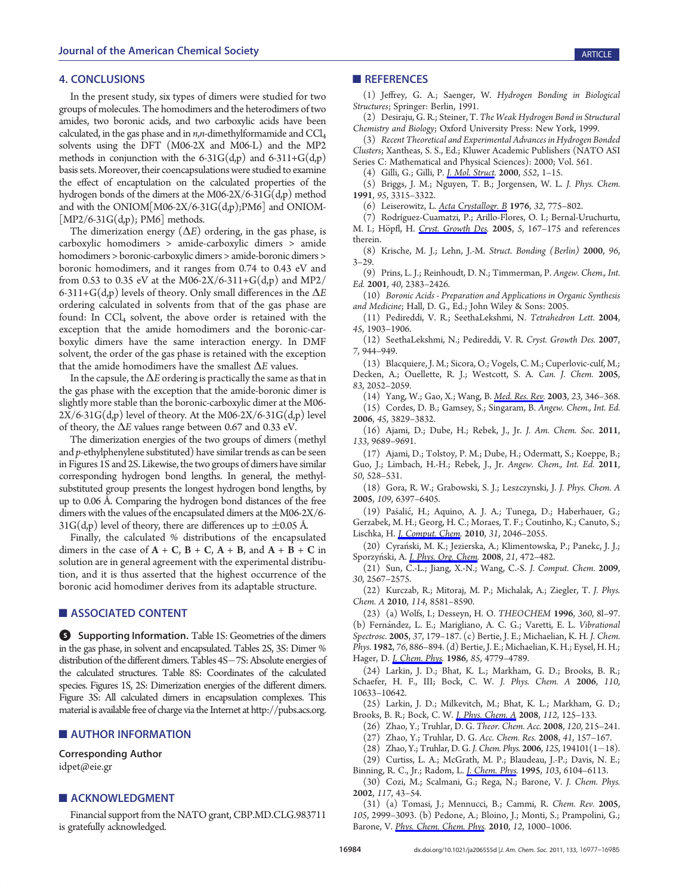## 4. CONCLUSIONS

In the present study, six types of dimers were studied for two groups of molecules. The homodimers and the heterodimers of two amides, two boronic acids, and two carboxylic acids have been calculated, in the gas phase and in *n*,*n*-dimethylformamide and $CCl_4$ solvents using the DFT (M06-2X and M06-L) and the MP2 methods in conjunction with the 6-31G(d,p) and 6-311+G(d,p) basis sets. Moreover, their coencapsulations were studied to examine the effect of encaptulation on the calculated properties of the hydrogen bonds of the dimers at the M06-2X/6-31G(d,p) method and with the ONIOM[M06-2X/6-31G(d,p);PM6] and ONIOM-[MP2/6-31G(d,p); PM6] methods.

The dimerization energy ($\Delta E$) ordering, in the gas phase, is carboxylic homodimers > amide-carboxylic dimers > amide homodimers > boronic-carboxylic dimers > amide-boronic dimers > boronic homodimers, and it ranges from 0.74 to 0.43 eV and from 0.53 to 0.35 eV at the M06-2X/6-311+G(d,p) and MP2/6-311+G(d,p) levels of theory. Only small differences in the $\Delta E$ ordering calculated in solvents from that of the gas phase are found: In $CCl_4$ solvent, the above order is retained with the exception that the amide homodimers and the boronic-carboxylic dimers have the same interaction energy. In DMF solvent, the order of the gas phase is retained with the exception that the amide homodimers have the smallest $\Delta E$ values.

In the capsule, the $\Delta E$ ordering is practically the same as that in the gas phase with the exception that the amide-boronic dimer is slightly more stable than the boronic-carboxylic dimer at the M06-2X/6-31G(d,p) level of theory. At the M06-2X/6-31G(d,p) level of theory, the $\Delta E$ values range between 0.67 and 0.33 eV.

The dimerization energies of the two groups of dimers (methyl and *p*-ethylphenylene substituted) have similar trends as can be seen in Figures 1S and 2S. Likewise, the two groups of dimers have similar corresponding hydrogen bond lengths. In general, the methyl-substituted group presents the longest hydrogen bond lengths, by up to 0.06 Å. Comparing the hydrogen bond distances of the free dimers with the values of the encapsulated dimers at the M06-2X/6-31G(d,p) level of theory, there are differences up to ±0.05 Å.

Finally, the calculated % distributions of the encapsulated dimers in the case of **A** + **C**, **B** + **C**, **A** + **B**, and **A** + **B** + **C** in solution are in general agreement with the experimental distribution, and it is thus asserted that the highest occurrence of the boronic acid homodimer derives from its adaptable structure.

## ■ ASSOCIATED CONTENT

**Ⓢ Supporting Information.** Table 1S: Geometries of the dimers in the gas phase, in solvent and encapsulated. Tables 2S, 3S: Dimer % distribution of the different dimers. Tables 4S−7S: Absolute energies of the calculated structures. Table 8S: Coordinates of the calculated species. Figures 1S, 2S: Dimerization energies of the different dimers. Figure 3S: All calculated dimers in encapsulation complexes. This material is available free of charge via the Internet at http://pubs.acs.org.

## ■ AUTHOR INFORMATION

### Corresponding Author

idpet@eie.gr

## ■ ACKNOWLEDGMENT

Financial support from the NATO grant, CBP.MD.CLG.983711 is gratefully acknowledged.

## ■ REFERENCES

(1) Jeffrey, G. A.; Saenger, W. *Hydrogen Bonding in Biological Structures*; Springer: Berlin, 1991.

(2) Desiraju, G. R.; Steiner, T. *The Weak Hydrogen Bond in Structural Chemistry and Biology*; Oxford University Press: New York, 1999.

(3) *Recent Theoretical and Experimental Advances in Hydrogen Bonded Clusters*; Xantheas, S. S., Ed.; Kluwer Academic Publishers (NATO ASI Series C: Mathematical and Physical Sciences): 2000; Vol. 561.

(4) Gilli, G.; Gilli, P. *J. Mol. Struct.* **2000**, *552*, 1–15.

(5) Briggs, J. M.; Nguyen, T. B.; Jorgensen, W. L. *J. Phys. Chem.* **1991**, *95*, 3315–3322.

(6) Leiserowitz, L. *Acta Crystallogr. B* **1976**, *32*, 775–802.

(7) Rodríguez-Cuamatzi, P.; Arillo-Flores, O. I.; Bernal-Uruchurtu, M. I.; Höpfl, H. *Cryst. Growth Des.* **2005**, *5*, 167–175 and references therein.

(8) Krische, M. J.; Lehn, J.-M. *Struct. Bonding (Berlin)* **2000**, *96*, 3–29.

(9) Prins, L. J.; Reinhoudt, D. N.; Timmerman, P. *Angew. Chem., Int. Ed.* **2001**, *40*, 2383–2426.

(10) *Boronic Acids - Preparation and Applications in Organic Synthesis and Medicine*; Hall, D. G., Ed.; John Wiley & Sons: 2005.

(11) Pedireddi, V. R.; SeethaLekshmi, N. *Tetrahedron Lett.* **2004**, *45*, 1903–1906.

(12) SeethaLekshmi, N.; Pedireddi, V. R. *Cryst. Growth Des.* **2007**, *7*, 944–949.

(13) Blacquiere, J. M.; Sicora, O.; Vogels, C. M.; Cuperlovic-culf, M.; Decken, A.; Ouellette, R. J.; Westcott, S. A. *Can. J. Chem.* **2005**, *83*, 2052–2059.

(14) Yang, W.; Gao, X.; Wang, B. *Med. Res. Rev.* **2003**, *23*, 346–368.

(15) Cordes, D. B.; Gamsey, S.; Singaram, B. *Angew. Chem., Int. Ed.* **2006**, *45*, 3829–3832.

(16) Ajami, D.; Dube, H.; Rebek, J., Jr. *J. Am. Chem. Soc.* **2011**, *133*, 9689–9691.

(17) Ajami, D.; Tolstoy, P. M.; Dube, H.; Odermatt, S.; Koeppe, B.; Guo, J.; Limbach, H.-H.; Rebek, J., Jr. *Angew. Chem., Int. Ed.* **2011**, *50*, 528–531.

(18) Gora, R. W.; Grabowski, S. J.; Leszczynski, J. *J. Phys. Chem. A* **2005**, *109*, 6397–6405.

(19) Pašalić, H.; Aquino, A. J. A.; Tunega, D.; Haberhauer, G.; Gerzabek, M. H.; Georg, H. C.; Moraes, T. F.; Coutinho, K.; Canuto, S.; Lischka, H. *J. Comput. Chem.* **2010**, *31*, 2046–2055.

(20) Cyrański, M. K.; Jezierska, A.; Klimentowska, P.; Panekc, J. J.; Sporzyński, A. *J. Phys. Org. Chem.* **2008**, *21*, 472–482.

(21) Sun, C.-L.; Jiang, X.-N.; Wang, C.-S. *J. Comput. Chem.* **2009**, *30*, 2567–2575.

(22) Kurczab, R.; Mitoraj, M. P.; Michalak, A.; Ziegler, T. *J. Phys. Chem. A* **2010**, *114*, 8581–8590.

(23) (a) Wolfs, I.; Desseyn, H. O. *THEOCHEM* **1996**, *360*, 81–97. (b) Fernández, L. E.; Marigliano, A. C. G.; Varetti, E. L. *Vibrational Spectrosc.* **2005**, *37*, 179–187. (c) Bertie, J. E.; Michaelian, K. H. *J. Chem. Phys.* **1982**, *76*, 886–894. (d) Bertie, J. E.; Michaelian, K. H.; Eysel, H. H.; Hager, D. *J. Chem. Phys.* **1986**, *85*, 4779–4789.

(24) Larkin, J. D.; Bhat, K. L.; Markham, G. D.; Brooks, B. R.; Schaefer, H. F., III; Bock, C. W. *J. Phys. Chem. A* **2006**, *110*, 10633–10642.

(25) Larkin, J. D.; Milkevitch, M.; Bhat, K. L.; Markham, G. D.; Brooks, B. R.; Bock, C. W. *J. Phys. Chem. A* **2008**, *112*, 125–133.

(26) Zhao, Y.; Truhlar, D. G. *Theor. Chem. Acc.* **2008**, *120*, 215–241.

(27) Zhao, Y.; Truhlar, D. G. *Acc. Chem. Res.* **2008**, *41*, 157–167.

(28) Zhao, Y.; Truhlar, D. G. *J. Chem. Phys.* **2006**, *125*, 194101(1−18).

(29) Curtiss, L. A.; McGrath, M. P.; Blaudeau, J.-P.; Davis, N. E.; Binning, R. C., Jr.; Radom, L. *J. Chem. Phys.* **1995**, *103*, 6104–6113.

(30) Cozi, M.; Scalmani, G.; Rega, N.; Barone, V. *J. Chem. Phys.* **2002**, *117*, 43–54.

(31) (a) Tomasi, J.; Mennucci, B.; Cammi, R. *Chem. Rev.* **2005**, *105*, 2999–3093. (b) Pedone, A.; Bloino, J.; Monti, S.; Prampolini, G.; Barone, V. *Phys. Chem. Chem. Phys.* **2010**, *12*, 1000–1006.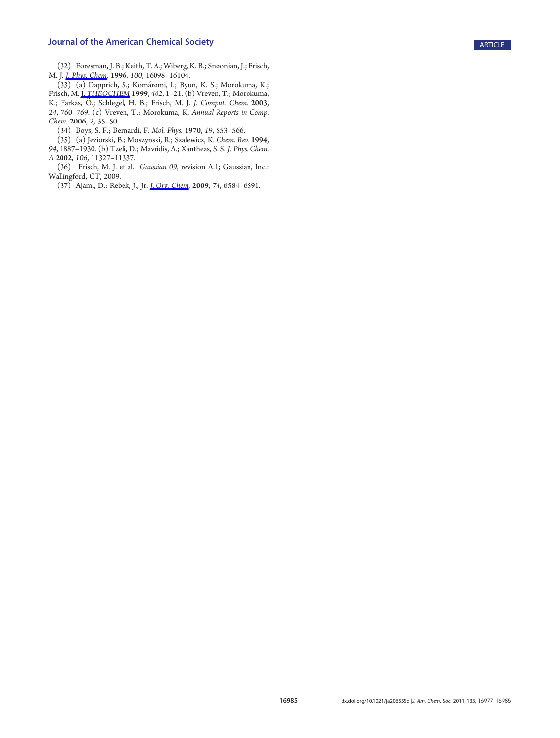(32) Foresman, J. B.; Keith, T. A.; Wiberg, K. B.; Snoonian, J.; Frisch, M. J. *J. Phys. Chem.* **1996**, *100*, 16098–16104.

(33) (a) Dapprich, S.; Komáromi, I.; Byun, K. S.; Morokuma, K.; Frisch, M. *J. THEOCHEM* **1999**, *462*, 1–21. (b) Vreven, T.; Morokuma, K.; Farkas, Ö.; Schlegel, H. B.; Frisch, M. J. *J. Comput. Chem.* **2003**, *24*, 760–769. (c) Vreven, T.; Morokuma, K. *Annual Reports in Comp. Chem.* **2006**, *2*, 35–50.

(34) Boys, S. F.; Bernardi, F. *Mol. Phys.* **1970**, *19*, 553–566.

(35) (a) Jeziorski, B.; Moszynski, R.; Szalewicz, K. *Chem. Rev.* **1994**, *94*, 1887–1930. (b) Tzeli, D.; Mavridis, A.; Xantheas, S. S. *J. Phys. Chem. A* **2002**, *106*, 11327–11337.

(36) Frisch, M. J. et al. *Gaussian 09*, revision A.1; Gaussian, Inc.: Wallingford, CT, 2009.

(37) Ajami, D.; Rebek, J., Jr. *J. Org. Chem.* **2009**, *74*, 6584–6591.